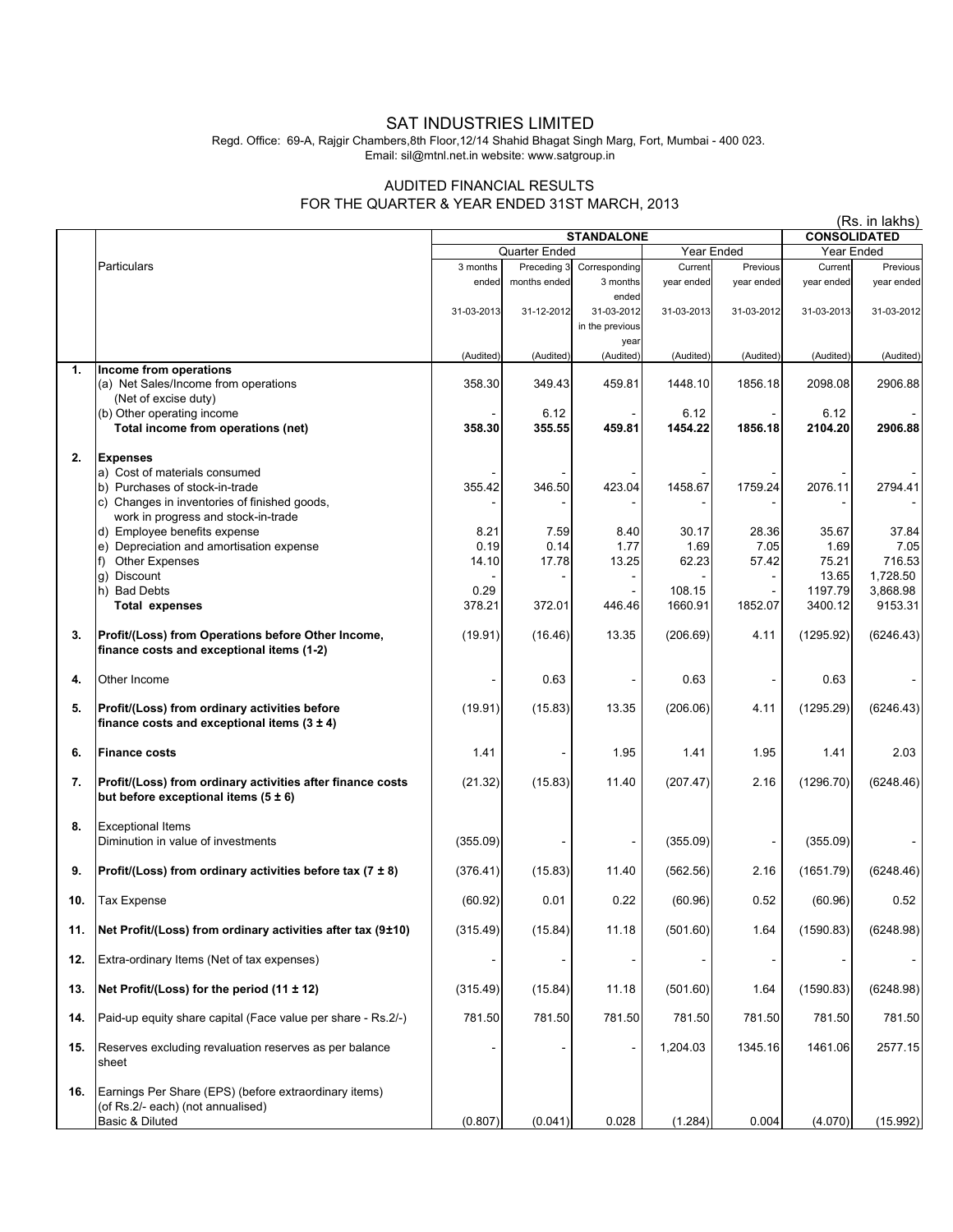# SAT INDUSTRIES LIMITED

Regd. Office: 69-A, Rajgir Chambers,8th Floor,12/14 Shahid Bhagat Singh Marg, Fort, Mumbai - 400 023.
Email: sil@mtnl.net.in website: www.satgroup.in

## AUDITED FINANCIAL RESULTS
## FOR THE QUARTER & YEAR ENDED 31ST MARCH, 2013

(Rs. in lakhs)

| | Particulars | STANDALONE | | | | | CONSOLIDATED | |
|---|---|---|---|---|---|---|---|---|
| | | Quarter Ended | | | Year Ended | | Year Ended | |
| | | 3 months ended 31-03-2013 (Audited) | Preceding 3 months ended 31-12-2012 (Audited) | Corresponding 3 months ended 31-03-2012 in the previous year (Audited) | Current year ended 31-03-2013 (Audited) | Previous year ended 31-03-2012 (Audited) | Current year ended 31-03-2013 (Audited) | Previous year ended 31-03-2012 (Audited) |
| **1.** | **Income from operations** | | | | | | | |
| | (a) Net Sales/Income from operations (Net of excise duty) | 358.30 | 349.43 | 459.81 | 1448.10 | 1856.18 | 2098.08 | 2906.88 |
| | (b) Other operating income | - | 6.12 | - | 6.12 | - | 6.12 | - |
| | **Total income from operations (net)** | **358.30** | **355.55** | **459.81** | **1454.22** | **1856.18** | **2104.20** | **2906.88** |
| **2.** | **Expenses** | | | | | | | |
| | a) Cost of materials consumed | - | - | - | - | - | - | - |
| | b) Purchases of stock-in-trade | 355.42 | 346.50 | 423.04 | 1458.67 | 1759.24 | 2076.11 | 2794.41 |
| | c) Changes in inventories of finished goods, work in progress and stock-in-trade | - | - | - | - | - | - | - |
| | d) Employee benefits expense | 8.21 | 7.59 | 8.40 | 30.17 | 28.36 | 35.67 | 37.84 |
| | e) Depreciation and amortisation expense | 0.19 | 0.14 | 1.77 | 1.69 | 7.05 | 1.69 | 7.05 |
| | f) Other Expenses | 14.10 | 17.78 | 13.25 | 62.23 | 57.42 | 75.21 | 716.53 |
| | g) Discount | - | - | - | - | - | 13.65 | 1,728.50 |
| | h) Bad Debts | 0.29 | | - | 108.15 | - | 1197.79 | 3,868.98 |
| | **Total expenses** | 378.21 | 372.01 | 446.46 | 1660.91 | 1852.07 | 3400.12 | 9153.31 |
| **3.** | **Profit/(Loss) from Operations before Other Income, finance costs and exceptional items (1-2)** | (19.91) | (16.46) | 13.35 | (206.69) | 4.11 | (1295.92) | (6246.43) |
| **4.** | Other Income | - | 0.63 | - | 0.63 | - | 0.63 | - |
| **5.** | **Profit/(Loss) from ordinary activities before finance costs and exceptional items (3 ± 4)** | (19.91) | (15.83) | 13.35 | (206.06) | 4.11 | (1295.29) | (6246.43) |
| **6.** | **Finance costs** | 1.41 | - | 1.95 | 1.41 | 1.95 | 1.41 | 2.03 |
| **7.** | **Profit/(Loss) from ordinary activities after finance costs but before exceptional items (5 ± 6)** | (21.32) | (15.83) | 11.40 | (207.47) | 2.16 | (1296.70) | (6248.46) |
| **8.** | Exceptional Items<br>Diminution in value of investments | (355.09) | - | - | (355.09) | - | (355.09) | - |
| **9.** | **Profit/(Loss) from ordinary activities before tax (7 ± 8)** | (376.41) | (15.83) | 11.40 | (562.56) | 2.16 | (1651.79) | (6248.46) |
| **10.** | Tax Expense | (60.92) | 0.01 | 0.22 | (60.96) | 0.52 | (60.96) | 0.52 |
| **11.** | **Net Profit/(Loss) from ordinary activities after tax (9±10)** | (315.49) | (15.84) | 11.18 | (501.60) | 1.64 | (1590.83) | (6248.98) |
| **12.** | Extra-ordinary Items (Net of tax expenses) | - | - | - | - | - | - | - |
| **13.** | **Net Profit/(Loss) for the period (11 ± 12)** | (315.49) | (15.84) | 11.18 | (501.60) | 1.64 | (1590.83) | (6248.98) |
| **14.** | Paid-up equity share capital (Face value per share - Rs.2/-) | 781.50 | 781.50 | 781.50 | 781.50 | 781.50 | 781.50 | 781.50 |
| **15.** | Reserves excluding revaluation reserves as per balance sheet | - | - | - | 1,204.03 | 1345.16 | 1461.06 | 2577.15 |
| **16.** | Earnings Per Share (EPS) (before extraordinary items) (of Rs.2/- each) (not annualised)<br>Basic & Diluted | (0.807) | (0.041) | 0.028 | (1.284) | 0.004 | (4.070) | (15.992) |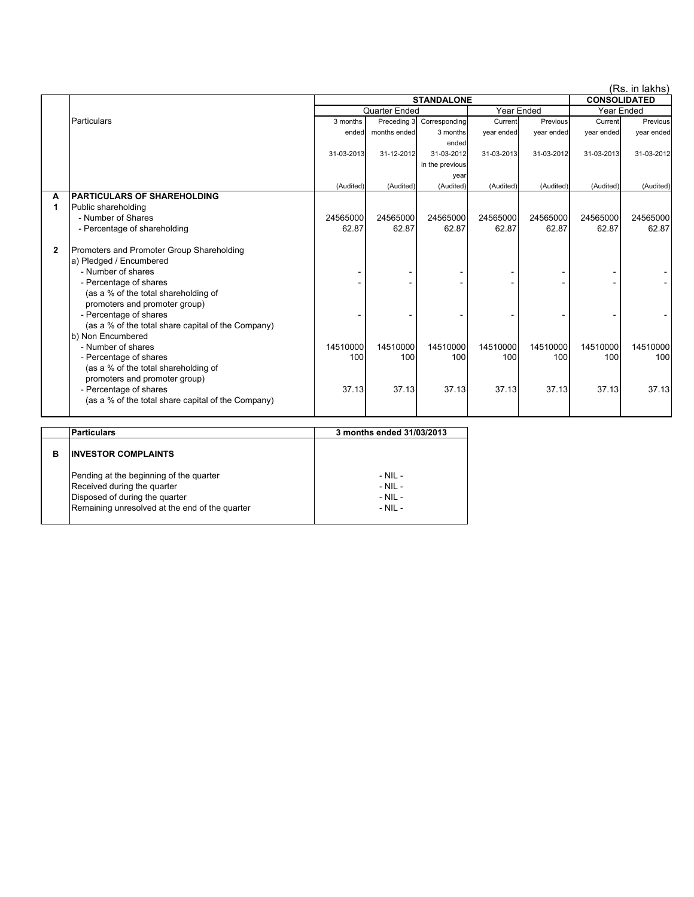(Rs. in lakhs)

| | Particulars | STANDALONE | | | | | CONSOLIDATED | |
|---|---|---|---|---|---|---|---|---|
| | | Quarter Ended | | | Year Ended | | Year Ended | |
| | | 3 months ended 31-03-2013 | Preceding 3 months ended 31-12-2012 | Corresponding 3 months ended 31-03-2012 in the previous year | Current year ended 31-03-2013 | Previous year ended 31-03-2012 | Current year ended 31-03-2013 | Previous year ended 31-03-2012 |
| | | (Audited) | (Audited) | (Audited) | (Audited) | (Audited) | (Audited) | (Audited) |
| **A** | **PARTICULARS OF SHAREHOLDING** | | | | | | | |
| **1** | Public shareholding | | | | | | | |
| | - Number of Shares | 24565000 | 24565000 | 24565000 | 24565000 | 24565000 | 24565000 | 24565000 |
| | - Percentage of shareholding | 62.87 | 62.87 | 62.87 | 62.87 | 62.87 | 62.87 | 62.87 |
| **2** | Promoters and Promoter Group Shareholding | | | | | | | |
| | a) Pledged / Encumbered | | | | | | | |
| | - Number of shares | - | - | - | - | - | - | - |
| | - Percentage of shares (as a % of the total shareholding of promoters and promoter group) | - | - | - | - | - | - | - |
| | - Percentage of shares (as a % of the total share capital of the Company) | - | - | - | - | - | - | - |
| | b) Non Encumbered | | | | | | | |
| | - Number of shares | 14510000 | 14510000 | 14510000 | 14510000 | 14510000 | 14510000 | 14510000 |
| | - Percentage of shares (as a % of the total shareholding of promoters and promoter group) | 100 | 100 | 100 | 100 | 100 | 100 | 100 |
| | - Percentage of shares (as a % of the total share capital of the Company) | 37.13 | 37.13 | 37.13 | 37.13 | 37.13 | 37.13 | 37.13 |

| | Particulars | 3 months ended 31/03/2013 |
|---|---|---|
| **B** | **INVESTOR COMPLAINTS** | |
| | Pending at the beginning of the quarter | - NIL - |
| | Received during the quarter | - NIL - |
| | Disposed of during the quarter | - NIL - |
| | Remaining unresolved at the end of the quarter | - NIL - |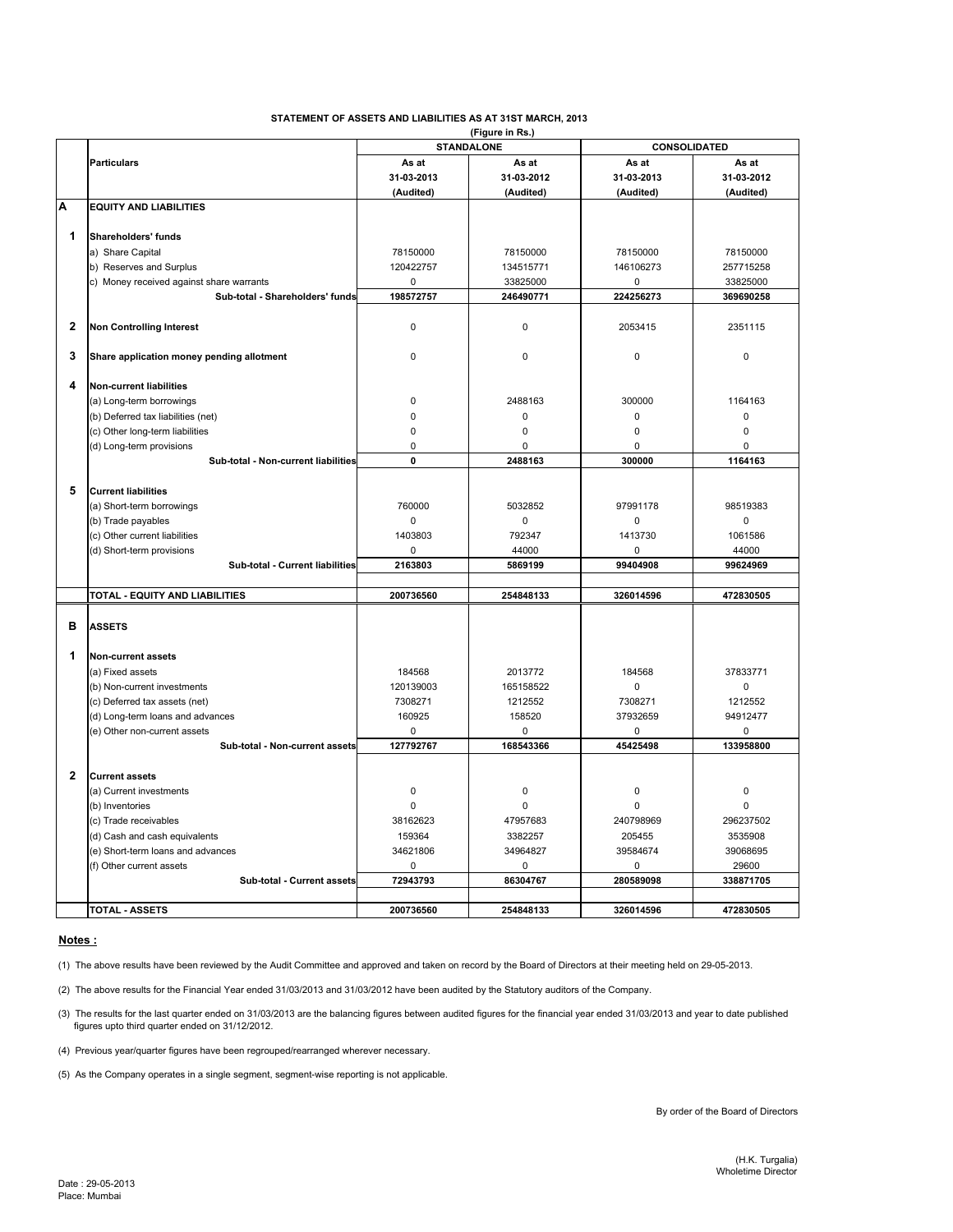## STATEMENT OF ASSETS AND LIABILITIES AS AT 31ST MARCH, 2013

(Figure in Rs.)

| | Particulars | STANDALONE | | CONSOLIDATED | |
|---|---|---|---|---|---|
| | | As at 31-03-2013 (Audited) | As at 31-03-2012 (Audited) | As at 31-03-2013 (Audited) | As at 31-03-2012 (Audited) |
| **A** | **EQUITY AND LIABILITIES** | | | | |
| **1** | **Shareholders' funds** | | | | |
| | a) Share Capital | 78150000 | 78150000 | 78150000 | 78150000 |
| | b) Reserves and Surplus | 120422757 | 134515771 | 146106273 | 257715258 |
| | c) Money received against share warrants | 0 | 33825000 | 0 | 33825000 |
| | **Sub-total - Shareholders' funds** | **198572757** | **246490771** | **224256273** | **369690258** |
| **2** | **Non Controlling Interest** | 0 | 0 | 2053415 | 2351115 |
| **3** | **Share application money pending allotment** | 0 | 0 | 0 | 0 |
| **4** | **Non-current liabilities** | | | | |
| | (a) Long-term borrowings | 0 | 2488163 | 300000 | 1164163 |
| | (b) Deferred tax liabilities (net) | 0 | 0 | 0 | 0 |
| | (c) Other long-term liabilities | 0 | 0 | 0 | 0 |
| | (d) Long-term provisions | 0 | 0 | 0 | 0 |
| | **Sub-total - Non-current liabilities** | **0** | **2488163** | **300000** | **1164163** |
| **5** | **Current liabilities** | | | | |
| | (a) Short-term borrowings | 760000 | 5032852 | 97991178 | 98519383 |
| | (b) Trade payables | 0 | 0 | 0 | 0 |
| | (c) Other current liabilities | 1403803 | 792347 | 1413730 | 1061586 |
| | (d) Short-term provisions | 0 | 44000 | 0 | 44000 |
| | **Sub-total - Current liabilities** | **2163803** | **5869199** | **99404908** | **99624969** |
| | **TOTAL - EQUITY AND LIABILITIES** | **200736560** | **254848133** | **326014596** | **472830505** |
| **B** | **ASSETS** | | | | |
| **1** | **Non-current assets** | | | | |
| | (a) Fixed assets | 184568 | 2013772 | 184568 | 37833771 |
| | (b) Non-current investments | 120139003 | 165158522 | 0 | 0 |
| | (c) Deferred tax assets (net) | 7308271 | 1212552 | 7308271 | 1212552 |
| | (d) Long-term loans and advances | 160925 | 158520 | 37932659 | 94912477 |
| | (e) Other non-current assets | 0 | 0 | 0 | 0 |
| | **Sub-total - Non-current assets** | **127792767** | **168543366** | **45425498** | **133958800** |
| **2** | **Current assets** | | | | |
| | (a) Current investments | 0 | 0 | 0 | 0 |
| | (b) Inventories | 0 | 0 | 0 | 0 |
| | (c) Trade receivables | 38162623 | 47957683 | 240798969 | 296237502 |
| | (d) Cash and cash equivalents | 159364 | 3382257 | 205455 | 3535908 |
| | (e) Short-term loans and advances | 34621806 | 34964827 | 39584674 | 39068695 |
| | (f) Other current assets | 0 | 0 | 0 | 29600 |
| | **Sub-total - Current assets** | **72943793** | **86304767** | **280589098** | **338871705** |
| | **TOTAL - ASSETS** | **200736560** | **254848133** | **326014596** | **472830505** |

**Notes :**

(1) The above results have been reviewed by the Audit Committee and approved and taken on record by the Board of Directors at their meeting held on 29-05-2013.

(2) The above results for the Financial Year ended 31/03/2013 and 31/03/2012 have been audited by the Statutory auditors of the Company.

(3) The results for the last quarter ended on 31/03/2013 are the balancing figures between audited figures for the financial year ended 31/03/2013 and year to date published figures upto third quarter ended on 31/12/2012.

(4) Previous year/quarter figures have been regrouped/rearranged wherever necessary.

(5) As the Company operates in a single segment, segment-wise reporting is not applicable.

By order of the Board of Directors

(H.K. Turgalia)
Wholetime Director

Date : 29-05-2013
Place: Mumbai